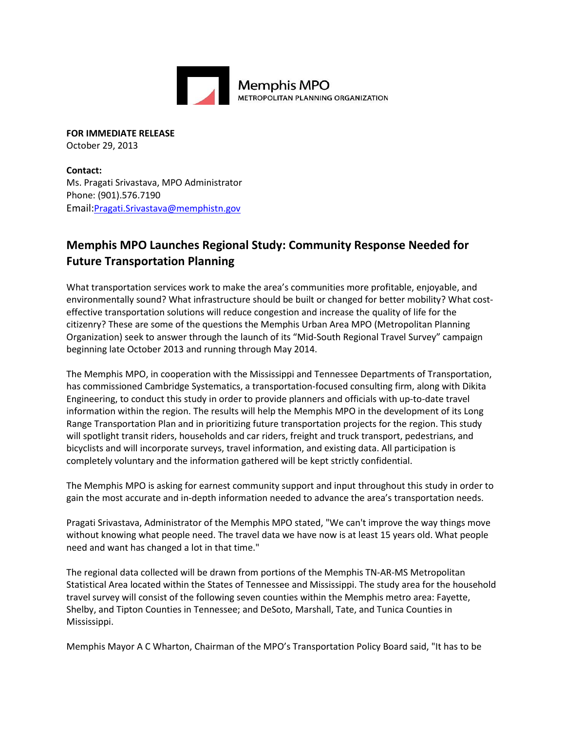Memphis MPO
METROPOLITAN PLANNING ORGANIZATION

**FOR IMMEDIATE RELEASE**
October 29, 2013

**Contact:**
Ms. Pragati Srivastava, MPO Administrator
Phone: (901).576.7190
Email:Pragati.Srivastava@memphistn.gov

## Memphis MPO Launches Regional Study: Community Response Needed for Future Transportation Planning

What transportation services work to make the area's communities more profitable, enjoyable, and environmentally sound? What infrastructure should be built or changed for better mobility? What cost-effective transportation solutions will reduce congestion and increase the quality of life for the citizenry? These are some of the questions the Memphis Urban Area MPO (Metropolitan Planning Organization) seek to answer through the launch of its "Mid-South Regional Travel Survey" campaign beginning late October 2013 and running through May 2014.

The Memphis MPO, in cooperation with the Mississippi and Tennessee Departments of Transportation, has commissioned Cambridge Systematics, a transportation-focused consulting firm, along with Dikita Engineering, to conduct this study in order to provide planners and officials with up-to-date travel information within the region. The results will help the Memphis MPO in the development of its Long Range Transportation Plan and in prioritizing future transportation projects for the region. This study will spotlight transit riders, households and car riders, freight and truck transport, pedestrians, and bicyclists and will incorporate surveys, travel information, and existing data. All participation is completely voluntary and the information gathered will be kept strictly confidential.

The Memphis MPO is asking for earnest community support and input throughout this study in order to gain the most accurate and in-depth information needed to advance the area's transportation needs.

Pragati Srivastava, Administrator of the Memphis MPO stated, "We can't improve the way things move without knowing what people need. The travel data we have now is at least 15 years old. What people need and want has changed a lot in that time."

The regional data collected will be drawn from portions of the Memphis TN-AR-MS Metropolitan Statistical Area located within the States of Tennessee and Mississippi. The study area for the household travel survey will consist of the following seven counties within the Memphis metro area: Fayette, Shelby, and Tipton Counties in Tennessee; and DeSoto, Marshall, Tate, and Tunica Counties in Mississippi.

Memphis Mayor A C Wharton, Chairman of the MPO's Transportation Policy Board said, "It has to be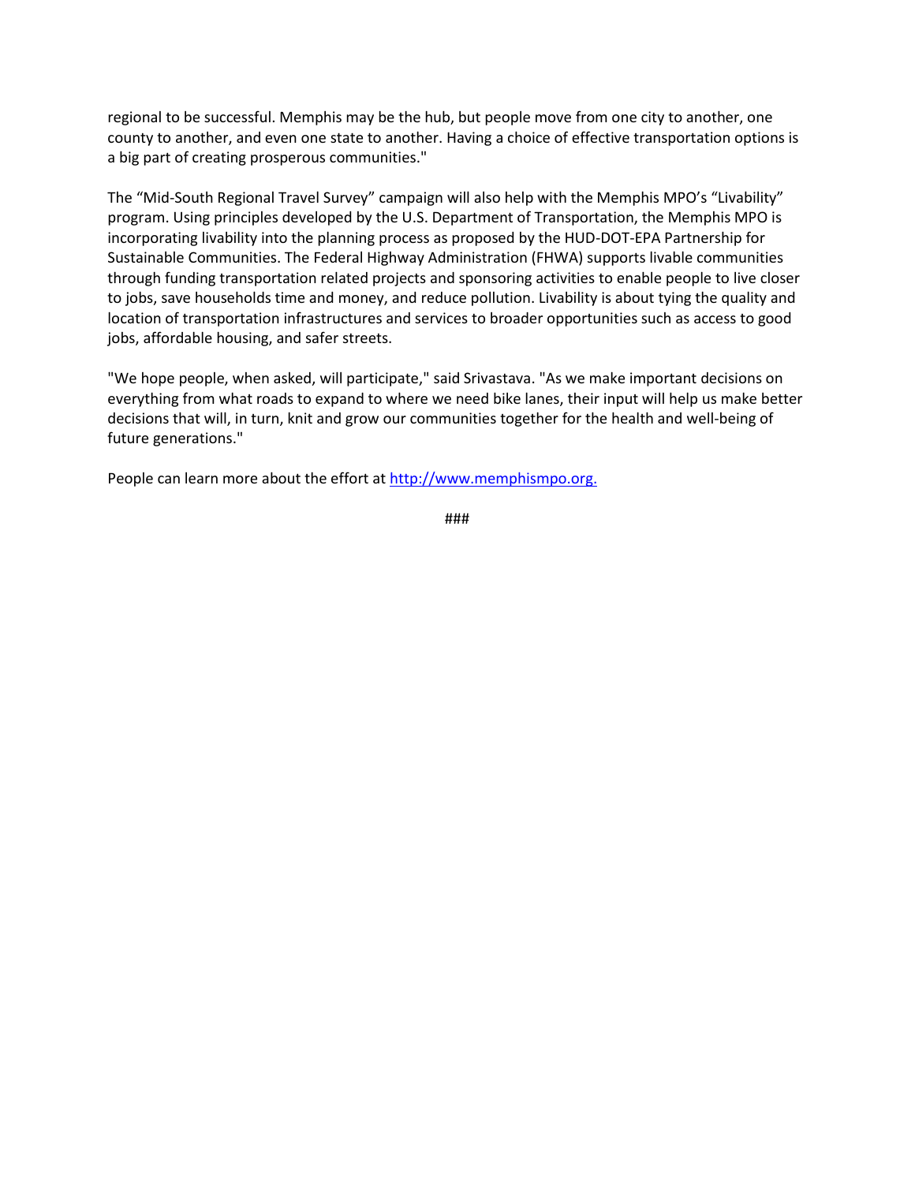regional to be successful. Memphis may be the hub, but people move from one city to another, one county to another, and even one state to another. Having a choice of effective transportation options is a big part of creating prosperous communities."

The "Mid-South Regional Travel Survey" campaign will also help with the Memphis MPO's "Livability" program. Using principles developed by the U.S. Department of Transportation, the Memphis MPO is incorporating livability into the planning process as proposed by the HUD-DOT-EPA Partnership for Sustainable Communities. The Federal Highway Administration (FHWA) supports livable communities through funding transportation related projects and sponsoring activities to enable people to live closer to jobs, save households time and money, and reduce pollution. Livability is about tying the quality and location of transportation infrastructures and services to broader opportunities such as access to good jobs, affordable housing, and safer streets.

"We hope people, when asked, will participate," said Srivastava. "As we make important decisions on everything from what roads to expand to where we need bike lanes, their input will help us make better decisions that will, in turn, knit and grow our communities together for the health and well-being of future generations."

People can learn more about the effort at [http://www.memphismpo.org.](http://www.memphismpo.org)

###